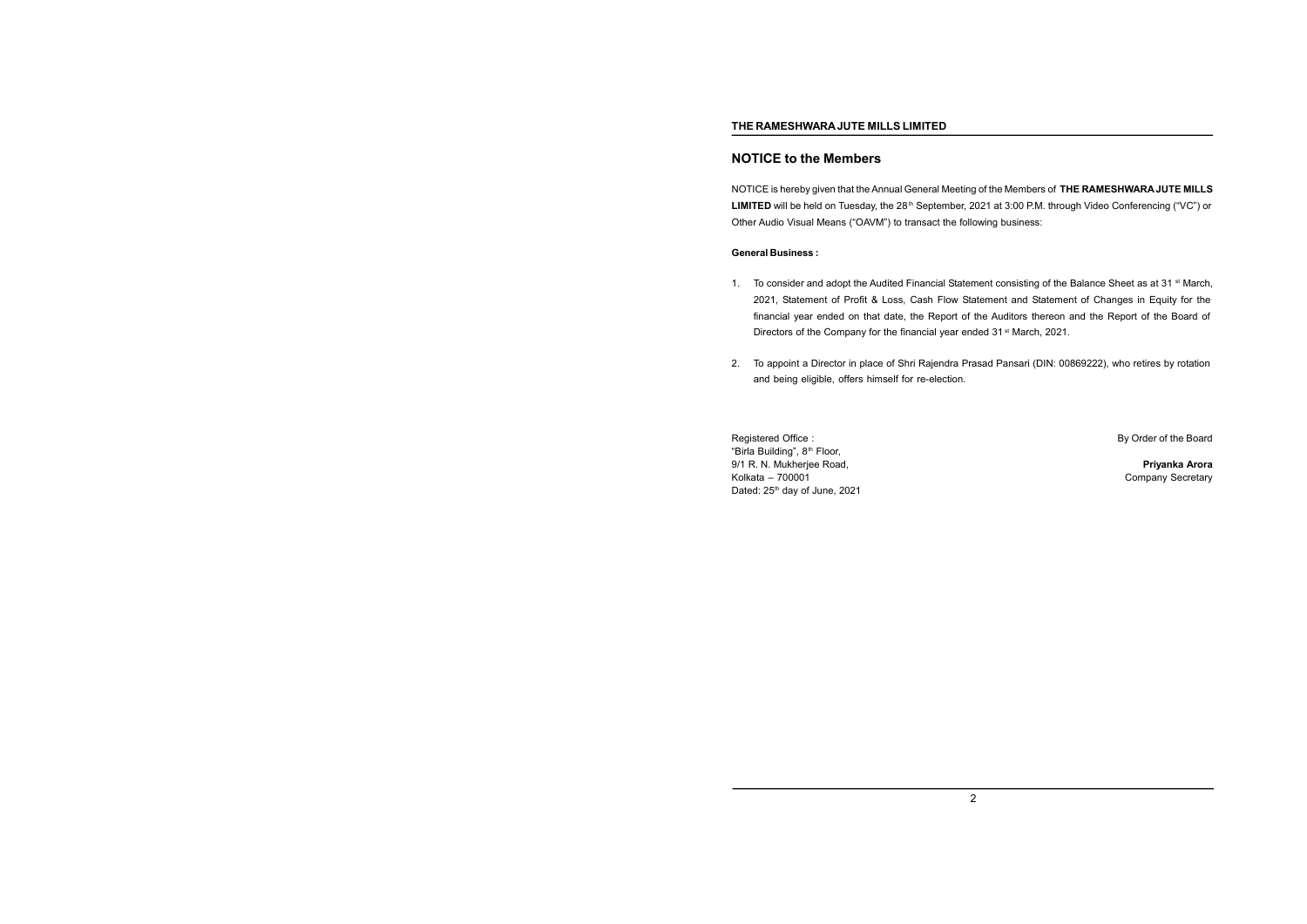## NOTICE to the Members

NOTICE is hereby given that the Annual General Meeting of the Members of **THE RAMESHWARA JUTE MILLS LIMITED** will be held on Tuesday, the 28th September, 2021 at 3:00 P.M. through Video Conferencing ("VC") or Other Audio Visual Means ("OAVM") to transact the following business:

**General Business :**

1. To consider and adopt the Audited Financial Statement consisting of the Balance Sheet as at 31st March, 2021, Statement of Profit & Loss, Cash Flow Statement and Statement of Changes in Equity for the financial year ended on that date, the Report of the Auditors thereon and the Report of the Board of Directors of the Company for the financial year ended 31st March, 2021.

2. To appoint a Director in place of Shri Rajendra Prasad Pansari (DIN: 00869222), who retires by rotation and being eligible, offers himself for re-election.

Registered Office :
"Birla Building", 8th Floor,
9/1 R. N. Mukherjee Road,
Kolkata – 700001
Dated: 25th day of June, 2021

By Order of the Board

**Priyanka Arora**
Company Secretary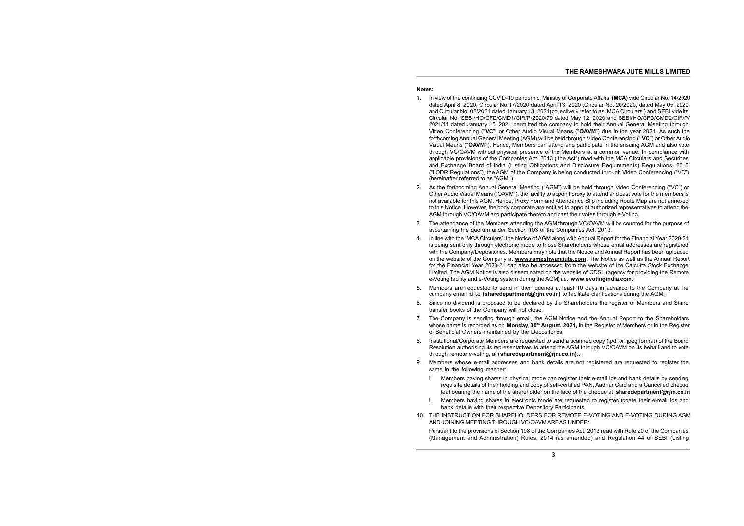**Notes:**

1. In view of the continuing COVID-19 pandemic, Ministry of Corporate Affairs **(MCA)** vide Circular No. 14/2020 dated April 8, 2020, Circular No.17/2020 dated April 13, 2020 ,Circular No. 20/2020, dated May 05, 2020 and Circular No. 02/2021 dated January 13, 2021(collectively refer to as 'MCA Circulars') and SEBI vide its Circular No. SEBI/HO/CFD/CMD1/CIR/P/2020/79 dated May 12, 2020 and SEBI/HO/CFD/CMD2/CIR/P/2021/11 dated January 15, 2021 permitted the company to hold their Annual General Meeting through Video Conferencing ("**VC**") or Other Audio Visual Means ("**OAVM**") due in the year 2021. As such the forthcoming Annual General Meeting (AGM) will be held through Video Conferencing (" **VC**") or Other Audio Visual Means ("**OAVM"**). Hence, Members can attend and participate in the ensuing AGM and also vote through VC/OAVM without physical presence of the Members at a common venue. In compliance with applicable provisions of the Companies Act, 2013 ("the Act") read with the MCA Circulars and Securities and Exchange Board of India (Listing Obligations and Disclosure Requirements) Regulations, 2015 ("LODR Regulations"), the AGM of the Company is being conducted through Video Conferencing ("VC") (hereinafter referred to as "AGM' ).

2. As the forthcoming Annual General Meeting ("AGM") will be held through Video Conferencing ("VC") or Other Audio Visual Means ("OAVM"), the facility to appoint proxy to attend and cast vote for the members is not available for this AGM. Hence, Proxy Form and Attendance Slip including Route Map are not annexed to this Notice. However, the body corporate are entitled to appoint authorized representatives to attend the AGM through VC/OAVM and participate thereto and cast their votes through e-Voting.

3. The attendance of the Members attending the AGM through VC/OAVM will be counted for the purpose of ascertaining the quorum under Section 103 of the Companies Act, 2013.

4. In line with the 'MCA Circulars', the Notice of AGM along with Annual Report for the Financial Year 2020-21 is being sent only through electronic mode to those Shareholders whose email addresses are registered with the Company/Depositories. Members may note that the Notice and Annual Report has been uploaded on the website of the Company at **www.rameshwarajute.com.** The Notice as well as the Annual Report for the Financial Year 2020-21 can also be accessed from the website of the Calcutta Stock Exchange Limited. The AGM Notice is also disseminated on the website of CDSL (agency for providing the Remote e-Voting facility and e-Voting system during the AGM) i.e. **www.evotingindia.com.**

5. Members are requested to send in their queries at least 10 days in advance to the Company at the company email id i.e **(sharedepartment@rjm.co.in)** to facilitate clarifications during the AGM.

6. Since no dividend is proposed to be declared by the Shareholders the register of Members and Share transfer books of the Company will not close.

7. The Company is sending through email, the AGM Notice and the Annual Report to the Shareholders whose name is recorded as on **Monday, 30th August, 2021,** in the Register of Members or in the Register of Beneficial Owners maintained by the Depositories.

8. Institutional/Corporate Members are requested to send a scanned copy (.pdf or .jpeg format) of the Board Resolution authorising its representatives to attend the AGM through VC/OAVM on its behalf and to vote through remote e-voting, at (**sharedepartment@rjm.co.in)**..

9. Members whose e-mail addresses and bank details are not registered are requested to register the same in the following manner:

   i. Members having shares in physical mode can register their e-mail Ids and bank details by sending requisite details of their holding and copy of self-certified PAN, Aadhar Card and a Cancelled cheque leaf bearing the name of the shareholder on the face of the cheque at **sharedepartment@rjm.co.in**

   ii. Members having shares in electronic mode are requested to register/update their e-mail Ids and bank details with their respective Depository Participants.

10. THE INSTRUCTION FOR SHAREHOLDERS FOR REMOTE E-VOTING AND E-VOTING DURING AGM AND JOINING MEETING THROUGH VC/OAVM ARE AS UNDER:

    Pursuant to the provisions of Section 108 of the Companies Act, 2013 read with Rule 20 of the Companies (Management and Administration) Rules, 2014 (as amended) and Regulation 44 of SEBI (Listing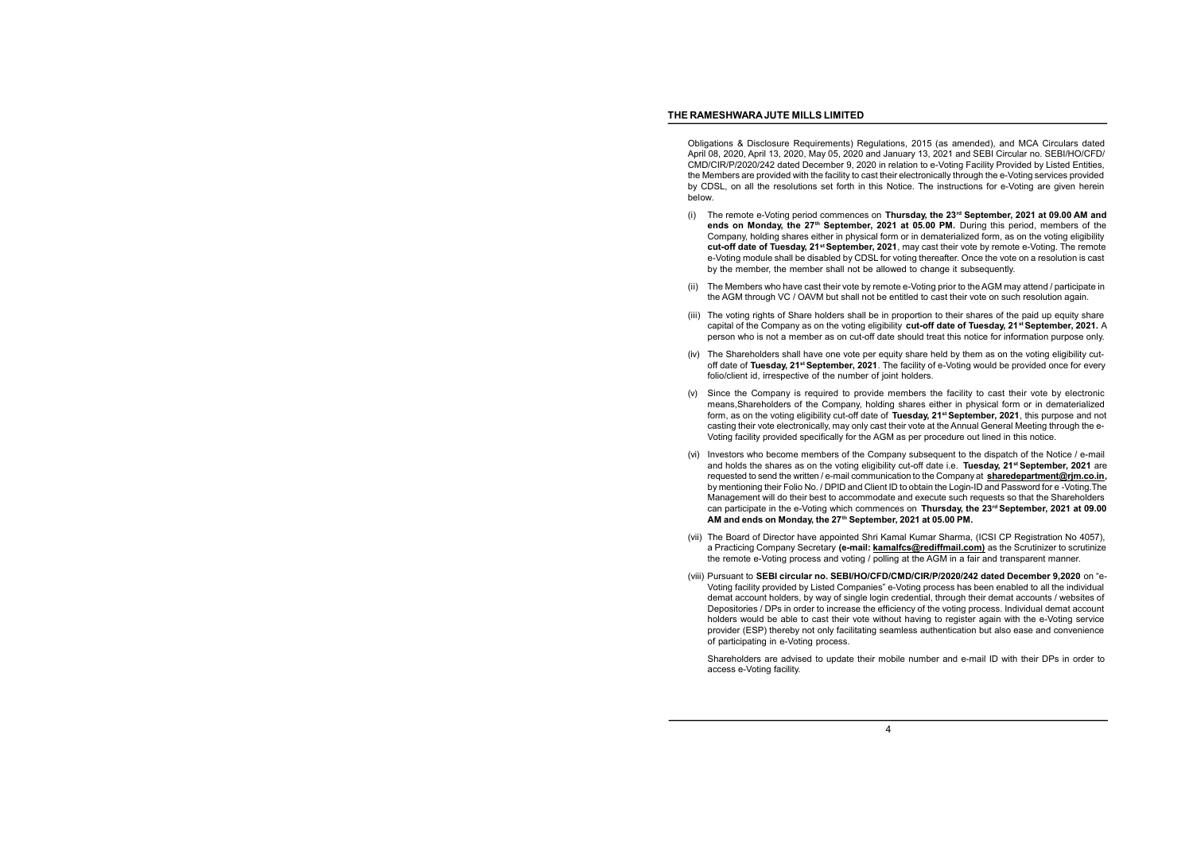Obligations & Disclosure Requirements) Regulations, 2015 (as amended), and MCA Circulars dated April 08, 2020, April 13, 2020, May 05, 2020 and January 13, 2021 and SEBI Circular no. SEBI/HO/CFD/CMD/CIR/P/2020/242 dated December 9, 2020 in relation to e-Voting Facility Provided by Listed Entities, the Members are provided with the facility to cast their electronically through the e-Voting services provided by CDSL, on all the resolutions set forth in this Notice. The instructions for e-Voting are given herein below.

(i) The remote e-Voting period commences on **Thursday, the 23rd September, 2021 at 09.00 AM and ends on Monday, the 27th September, 2021 at 05.00 PM.** During this period, members of the Company, holding shares either in physical form or in dematerialized form, as on the voting eligibility **cut-off date of Tuesday, 21st September, 2021**, may cast their vote by remote e-Voting. The remote e-Voting module shall be disabled by CDSL for voting thereafter. Once the vote on a resolution is cast by the member, the member shall not be allowed to change it subsequently.

(ii) The Members who have cast their vote by remote e-Voting prior to the AGM may attend / participate in the AGM through VC / OAVM but shall not be entitled to cast their vote on such resolution again.

(iii) The voting rights of Share holders shall be in proportion to their shares of the paid up equity share capital of the Company as on the voting eligibility **cut-off date of Tuesday, 21st September, 2021.** A person who is not a member as on cut-off date should treat this notice for information purpose only.

(iv) The Shareholders shall have one vote per equity share held by them as on the voting eligibility cut-off date of **Tuesday, 21st September, 2021**. The facility of e-Voting would be provided once for every folio/client id, irrespective of the number of joint holders.

(v) Since the Company is required to provide members the facility to cast their vote by electronic means,Shareholders of the Company, holding shares either in physical form or in dematerialized form, as on the voting eligibility cut-off date of **Tuesday, 21st September, 2021**, this purpose and not casting their vote electronically, may only cast their vote at the Annual General Meeting through the e-Voting facility provided specifically for the AGM as per procedure out lined in this notice.

(vi) Investors who become members of the Company subsequent to the dispatch of the Notice / e-mail and holds the shares as on the voting eligibility cut-off date i.e. **Tuesday, 21st September, 2021** are requested to send the written / e-mail communication to the Company at **sharedepartment@rjm.co.in,** by mentioning their Folio No. / DPID and Client ID to obtain the Login-ID and Password for e -Voting.The Management will do their best to accommodate and execute such requests so that the Shareholders can participate in the e-Voting which commences on **Thursday, the 23rd September, 2021 at 09.00 AM and ends on Monday, the 27th September, 2021 at 05.00 PM.**

(vii) The Board of Director have appointed Shri Kamal Kumar Sharma, (ICSI CP Registration No 4057), a Practicing Company Secretary **(e-mail: kamalfcs@rediffmail.com)** as the Scrutinizer to scrutinize the remote e-Voting process and voting / polling at the AGM in a fair and transparent manner.

(viii) Pursuant to **SEBI circular no. SEBI/HO/CFD/CMD/CIR/P/2020/242 dated December 9,2020** on "e-Voting facility provided by Listed Companies" e-Voting process has been enabled to all the individual demat account holders, by way of single login credential, through their demat accounts / websites of Depositories / DPs in order to increase the efficiency of the voting process. Individual demat account holders would be able to cast their vote without having to register again with the e-Voting service provider (ESP) thereby not only facilitating seamless authentication but also ease and convenience of participating in e-Voting process.

Shareholders are advised to update their mobile number and e-mail ID with their DPs in order to access e-Voting facility.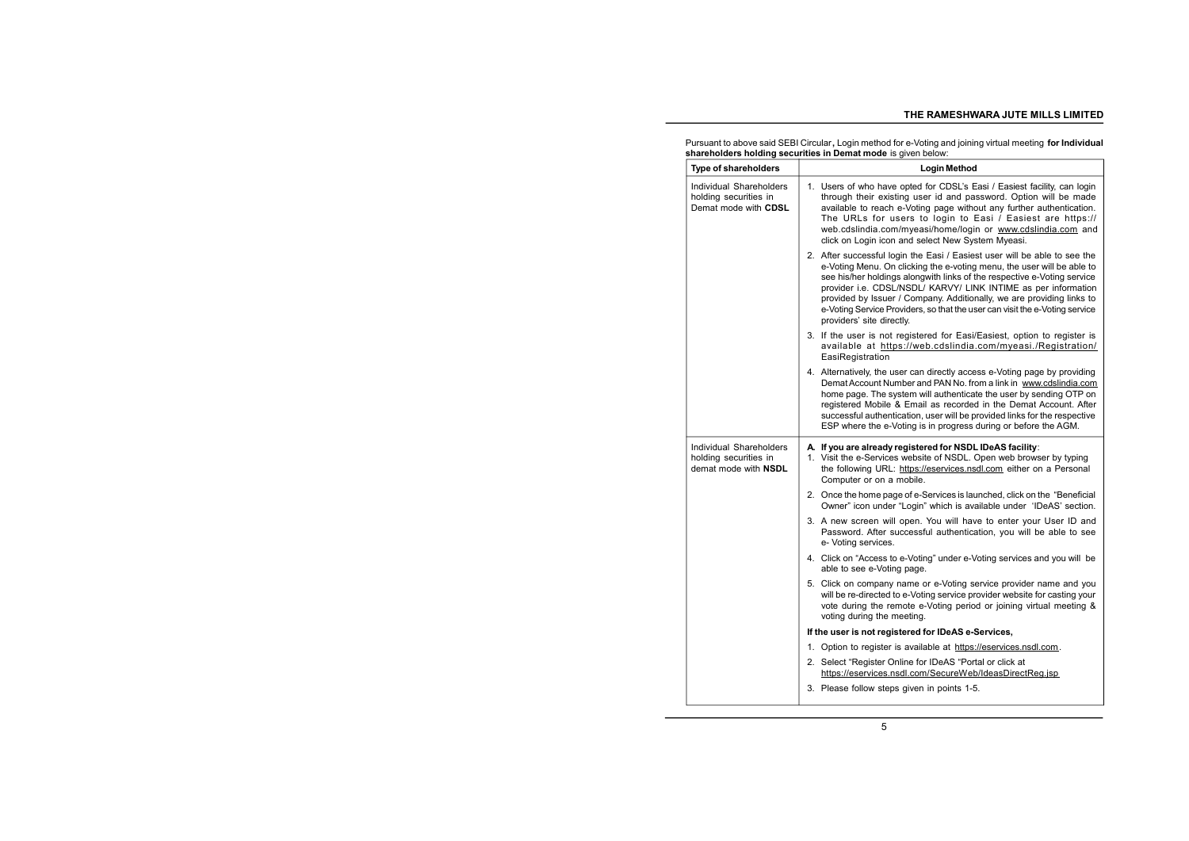Pursuant to above said SEBI Circular, Login method for e-Voting and joining virtual meeting **for Individual shareholders holding securities in Demat mode** is given below:

| Type of shareholders | Login Method |
|---|---|
| Individual Shareholders holding securities in Demat mode with **CDSL** | 1. Users of who have opted for CDSL's Easi / Easiest facility, can login through their existing user id and password. Option will be made available to reach e-Voting page without any further authentication. The URLs for users to login to Easi / Easiest are https://web.cdslindia.com/myeasi/home/login or www.cdslindia.com and click on Login icon and select New System Myeasi.<br>2. After successful login the Easi / Easiest user will be able to see the e-Voting Menu. On clicking the e-voting menu, the user will be able to see his/her holdings alongwith links of the respective e-Voting service provider i.e. CDSL/NSDL/ KARVY/ LINK INTIME as per information provided by Issuer / Company. Additionally, we are providing links to e-Voting Service Providers, so that the user can visit the e-Voting service providers' site directly.<br>3. If the user is not registered for Easi/Easiest, option to register is available at https://web.cdslindia.com/myeasi./Registration/EasiRegistration<br>4. Alternatively, the user can directly access e-Voting page by providing Demat Account Number and PAN No. from a link in www.cdslindia.com home page. The system will authenticate the user by sending OTP on registered Mobile & Email as recorded in the Demat Account. After successful authentication, user will be provided links for the respective ESP where the e-Voting is in progress during or before the AGM. |
| Individual Shareholders holding securities in demat mode with **NSDL** | **A. If you are already registered for NSDL IDeAS facility**:<br>1. Visit the e-Services website of NSDL. Open web browser by typing the following URL: https://eservices.nsdl.com either on a Personal Computer or on a mobile.<br>2. Once the home page of e-Services is launched, click on the "Beneficial Owner" icon under "Login" which is available under 'IDeAS' section.<br>3. A new screen will open. You will have to enter your User ID and Password. After successful authentication, you will be able to see e- Voting services.<br>4. Click on "Access to e-Voting" under e-Voting services and you will be able to see e-Voting page.<br>5. Click on company name or e-Voting service provider name and you will be re-directed to e-Voting service provider website for casting your vote during the remote e-Voting period or joining virtual meeting & voting during the meeting.<br>**If the user is not registered for IDeAS e-Services,**<br>1. Option to register is available at https://eservices.nsdl.com.<br>2. Select "Register Online for IDeAS "Portal or click at https://eservices.nsdl.com/SecureWeb/IdeasDirectReg.jsp<br>3. Please follow steps given in points 1-5. |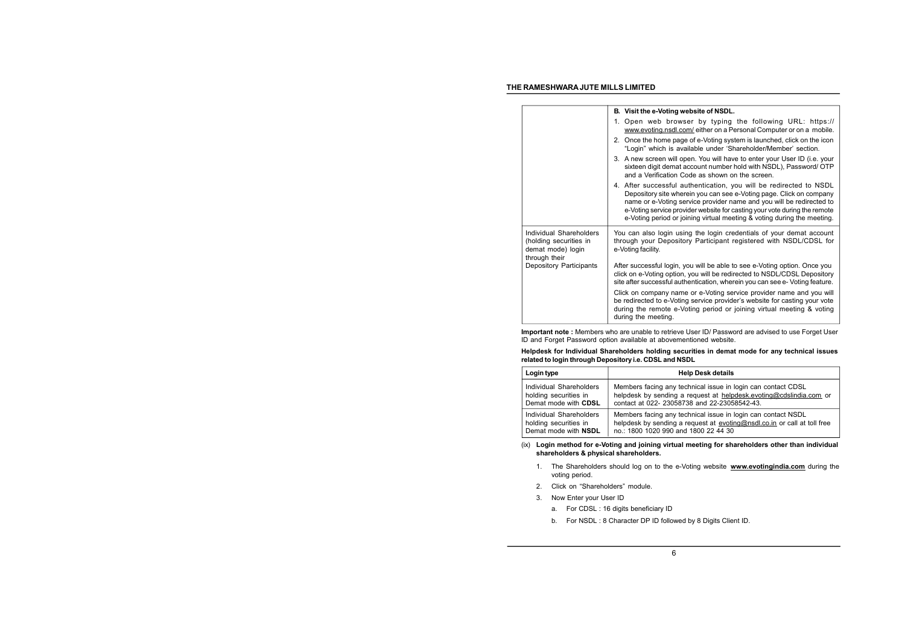| | **B. Visit the e-Voting website of NSDL.**<br>1. Open web browser by typing the following URL: https://www.evoting.nsdl.com/ either on a Personal Computer or on a mobile.<br>2. Once the home page of e-Voting system is launched, click on the icon "Login" which is available under 'Shareholder/Member' section.<br>3. A new screen will open. You will have to enter your User ID (i.e. your sixteen digit demat account number hold with NSDL), Password/ OTP and a Verification Code as shown on the screen.<br>4. After successful authentication, you will be redirected to NSDL Depository site wherein you can see e-Voting page. Click on company name or e-Voting service provider name and you will be redirected to e-Voting service provider website for casting your vote during the remote e-Voting period or joining virtual meeting & voting during the meeting. |
|---|---|
| Individual Shareholders (holding securities in demat mode) login through their Depository Participants | You can also login using the login credentials of your demat account through your Depository Participant registered with NSDL/CDSL for e-Voting facility.<br>After successful login, you will be able to see e-Voting option. Once you click on e-Voting option, you will be redirected to NSDL/CDSL Depository site after successful authentication, wherein you can see e- Voting feature.<br>Click on company name or e-Voting service provider name and you will be redirected to e-Voting service provider's website for casting your vote during the remote e-Voting period or joining virtual meeting & voting during the meeting. |

**Important note :** Members who are unable to retrieve User ID/ Password are advised to use Forget User ID and Forget Password option available at abovementioned website.

**Helpdesk for Individual Shareholders holding securities in demat mode for any technical issues related to login through Depository i.e. CDSL and NSDL**

| **Login type** | **Help Desk details** |
|---|---|
| Individual Shareholders holding securities in Demat mode with **CDSL** | Members facing any technical issue in login can contact CDSL helpdesk by sending a request at helpdesk.evoting@cdslindia.com or contact at 022- 23058738 and 22-23058542-43. |
| Individual Shareholders holding securities in Demat mode with **NSDL** | Members facing any technical issue in login can contact NSDL helpdesk by sending a request at evoting@nsdl.co.in or call at toll free no.: 1800 1020 990 and 1800 22 44 30 |

(ix) **Login method for e-Voting and joining virtual meeting for shareholders other than individual shareholders & physical shareholders.**

1. The Shareholders should log on to the e-Voting website **www.evotingindia.com** during the voting period.
2. Click on "Shareholders" module.
3. Now Enter your User ID
   a. For CDSL : 16 digits beneficiary ID
   b. For NSDL : 8 Character DP ID followed by 8 Digits Client ID.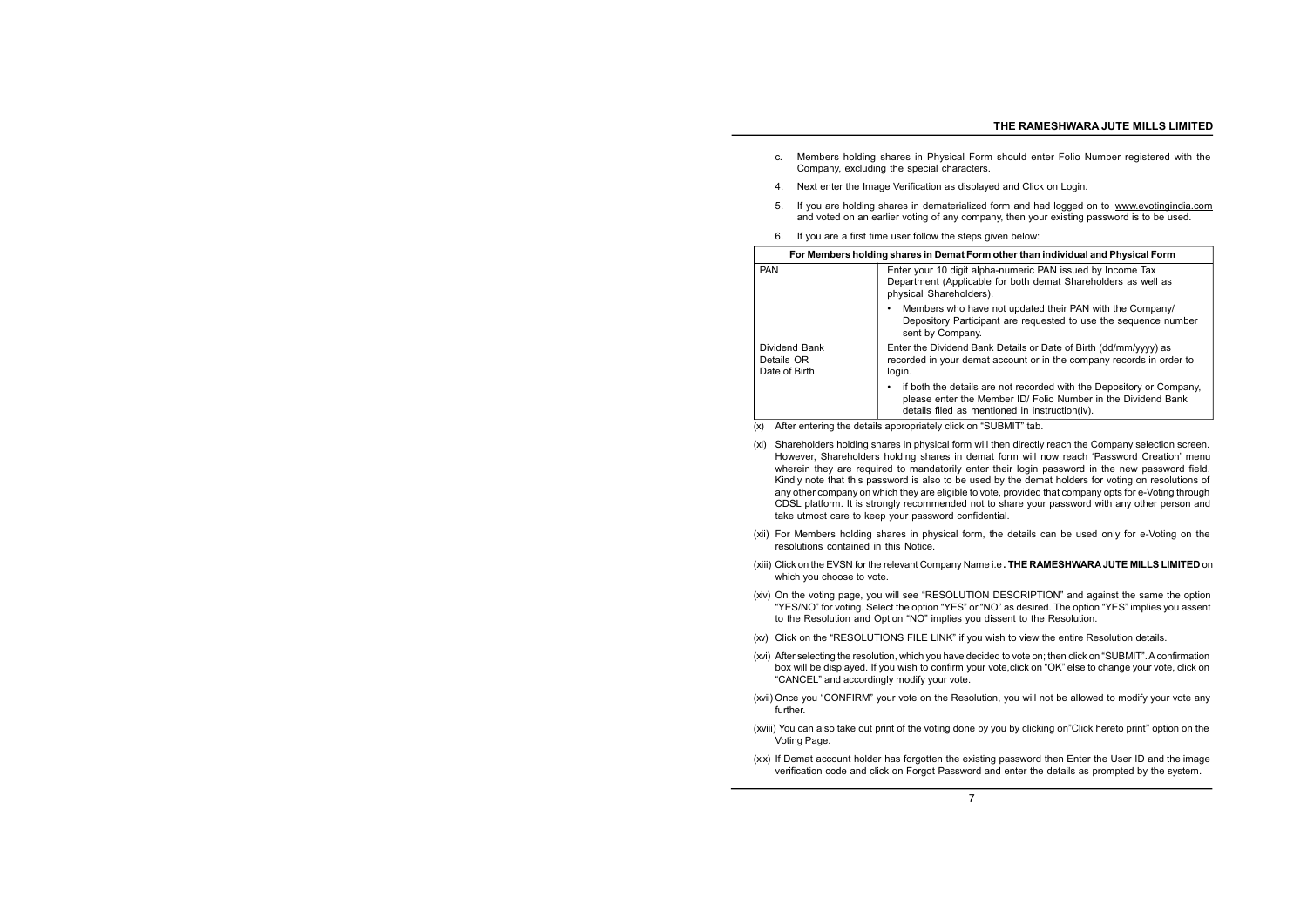c. Members holding shares in Physical Form should enter Folio Number registered with the Company, excluding the special characters.

4. Next enter the Image Verification as displayed and Click on Login.

5. If you are holding shares in dematerialized form and had logged on to www.evotingindia.com and voted on an earlier voting of any company, then your existing password is to be used.

6. If you are a first time user follow the steps given below:

| For Members holding shares in Demat Form other than individual and Physical Form | |
|---|---|
| PAN | Enter your 10 digit alpha-numeric PAN issued by Income Tax Department (Applicable for both demat Shareholders as well as physical Shareholders).<br>• Members who have not updated their PAN with the Company/ Depository Participant are requested to use the sequence number sent by Company. |
| Dividend Bank Details OR Date of Birth | Enter the Dividend Bank Details or Date of Birth (dd/mm/yyyy) as recorded in your demat account or in the company records in order to login.<br>• if both the details are not recorded with the Depository or Company, please enter the Member ID/ Folio Number in the Dividend Bank details filed as mentioned in instruction(iv). |

(x) After entering the details appropriately click on "SUBMIT" tab.

(xi) Shareholders holding shares in physical form will then directly reach the Company selection screen. However, Shareholders holding shares in demat form will now reach 'Password Creation' menu wherein they are required to mandatorily enter their login password in the new password field. Kindly note that this password is also to be used by the demat holders for voting on resolutions of any other company on which they are eligible to vote, provided that company opts for e-Voting through CDSL platform. It is strongly recommended not to share your password with any other person and take utmost care to keep your password confidential.

(xii) For Members holding shares in physical form, the details can be used only for e-Voting on the resolutions contained in this Notice.

(xiii) Click on the EVSN for the relevant Company Name i.e **. THE RAMESHWARA JUTE MILLS LIMITED** on which you choose to vote.

(xiv) On the voting page, you will see "RESOLUTION DESCRIPTION" and against the same the option "YES/NO" for voting. Select the option "YES" or "NO" as desired. The option "YES" implies you assent to the Resolution and Option "NO" implies you dissent to the Resolution.

(xv) Click on the "RESOLUTIONS FILE LINK" if you wish to view the entire Resolution details.

(xvi) After selecting the resolution, which you have decided to vote on; then click on "SUBMIT". A confirmation box will be displayed. If you wish to confirm your vote,click on "OK" else to change your vote, click on "CANCEL" and accordingly modify your vote.

(xvii) Once you "CONFIRM" your vote on the Resolution, you will not be allowed to modify your vote any further.

(xviii) You can also take out print of the voting done by you by clicking on"Click hereto print" option on the Voting Page.

(xix) If Demat account holder has forgotten the existing password then Enter the User ID and the image verification code and click on Forgot Password and enter the details as prompted by the system.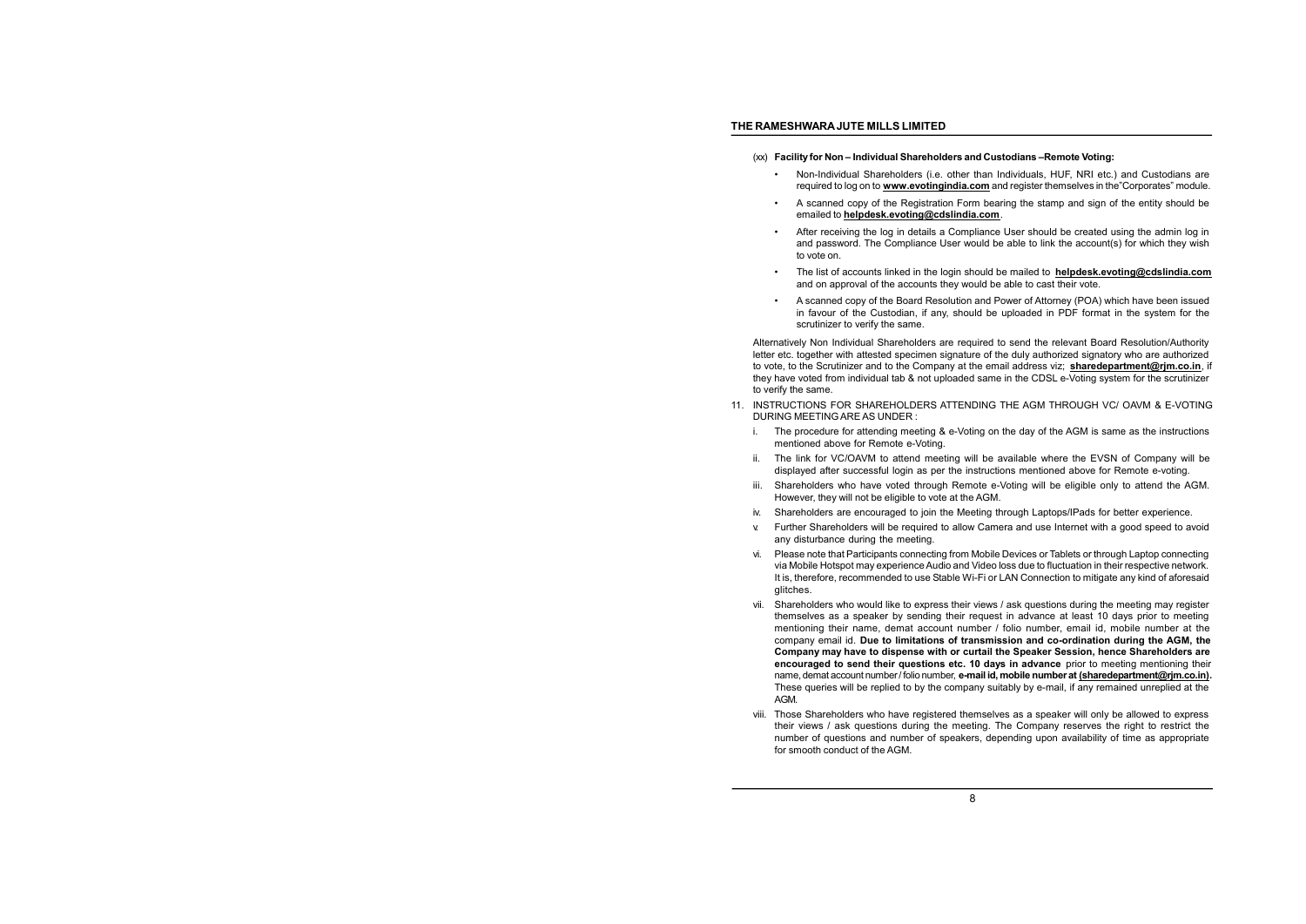(xx) **Facility for Non – Individual Shareholders and Custodians –Remote Voting:**

- Non-Individual Shareholders (i.e. other than Individuals, HUF, NRI etc.) and Custodians are required to log on to **www.evotingindia.com** and register themselves in the"Corporates" module.
- A scanned copy of the Registration Form bearing the stamp and sign of the entity should be emailed to **helpdesk.evoting@cdslindia.com**.
- After receiving the log in details a Compliance User should be created using the admin log in and password. The Compliance User would be able to link the account(s) for which they wish to vote on.
- The list of accounts linked in the login should be mailed to **helpdesk.evoting@cdslindia.com** and on approval of the accounts they would be able to cast their vote.
- A scanned copy of the Board Resolution and Power of Attorney (POA) which have been issued in favour of the Custodian, if any, should be uploaded in PDF format in the system for the scrutinizer to verify the same.

Alternatively Non Individual Shareholders are required to send the relevant Board Resolution/Authority letter etc. together with attested specimen signature of the duly authorized signatory who are authorized to vote, to the Scrutinizer and to the Company at the email address viz; **sharedepartment@rjm.co.in**, if they have voted from individual tab & not uploaded same in the CDSL e-Voting system for the scrutinizer to verify the same.

11. INSTRUCTIONS FOR SHAREHOLDERS ATTENDING THE AGM THROUGH VC/ OAVM & E-VOTING DURING MEETING ARE AS UNDER :

i. The procedure for attending meeting & e-Voting on the day of the AGM is same as the instructions mentioned above for Remote e-Voting.

ii. The link for VC/OAVM to attend meeting will be available where the EVSN of Company will be displayed after successful login as per the instructions mentioned above for Remote e-voting.

iii. Shareholders who have voted through Remote e-Voting will be eligible only to attend the AGM. However, they will not be eligible to vote at the AGM.

iv. Shareholders are encouraged to join the Meeting through Laptops/IPads for better experience.

v. Further Shareholders will be required to allow Camera and use Internet with a good speed to avoid any disturbance during the meeting.

vi. Please note that Participants connecting from Mobile Devices or Tablets or through Laptop connecting via Mobile Hotspot may experience Audio and Video loss due to fluctuation in their respective network. It is, therefore, recommended to use Stable Wi-Fi or LAN Connection to mitigate any kind of aforesaid glitches.

vii. Shareholders who would like to express their views / ask questions during the meeting may register themselves as a speaker by sending their request in advance at least 10 days prior to meeting mentioning their name, demat account number / folio number, email id, mobile number at the company email id. **Due to limitations of transmission and co-ordination during the AGM, the Company may have to dispense with or curtail the Speaker Session, hence Shareholders are encouraged to send their questions etc. 10 days in advance** prior to meeting mentioning their name, demat account number / folio number, **e-mail id, mobile number at (sharedepartment@rjm.co.in).** These queries will be replied to by the company suitably by e-mail, if any remained unreplied at the AGM.

viii. Those Shareholders who have registered themselves as a speaker will only be allowed to express their views / ask questions during the meeting. The Company reserves the right to restrict the number of questions and number of speakers, depending upon availability of time as appropriate for smooth conduct of the AGM.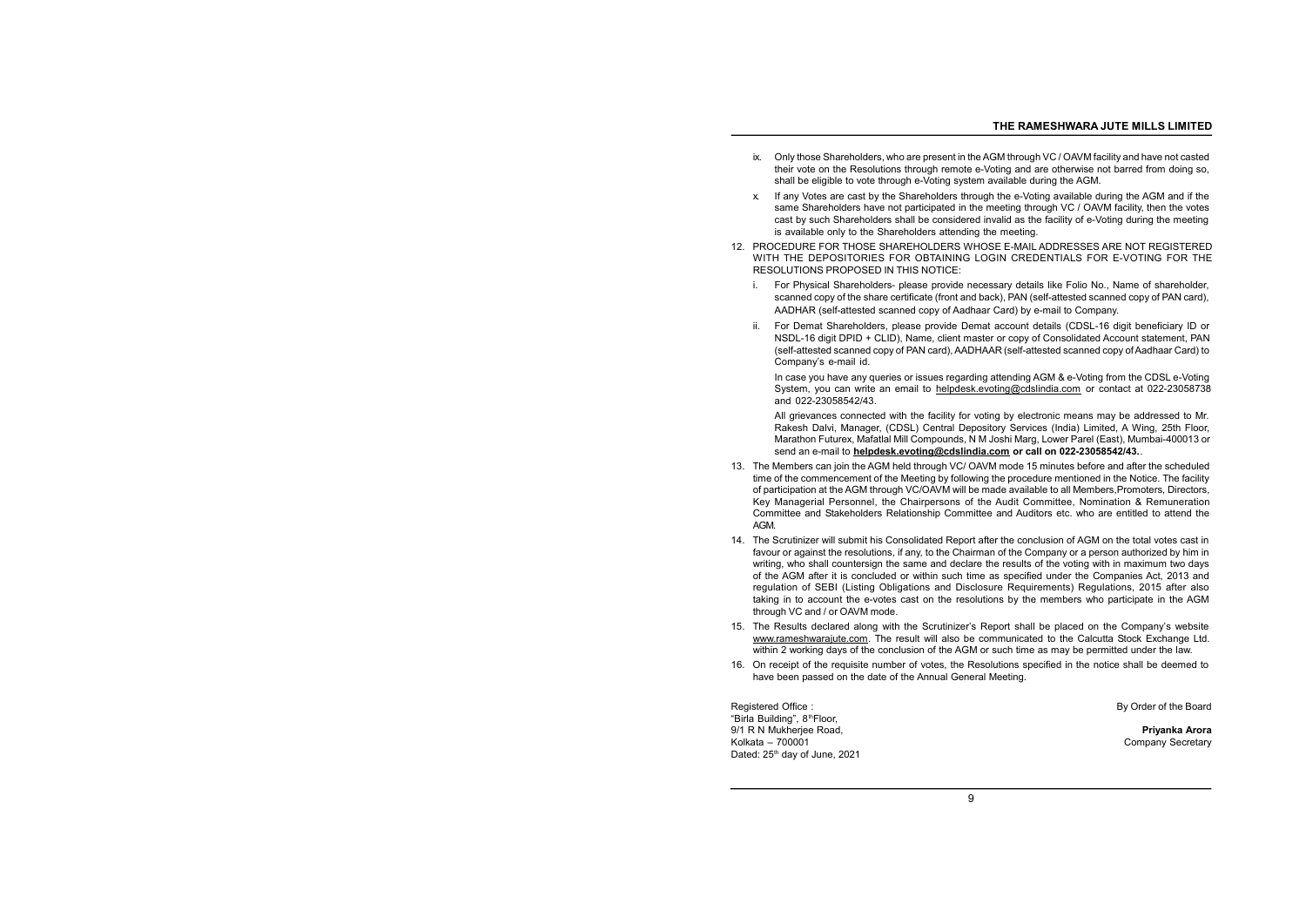- ix. Only those Shareholders, who are present in the AGM through VC / OAVM facility and have not casted their vote on the Resolutions through remote e-Voting and are otherwise not barred from doing so, shall be eligible to vote through e-Voting system available during the AGM.

- x. If any Votes are cast by the Shareholders through the e-Voting available during the AGM and if the same Shareholders have not participated in the meeting through VC / OAVM facility, then the votes cast by such Shareholders shall be considered invalid as the facility of e-Voting during the meeting is available only to the Shareholders attending the meeting.

12. PROCEDURE FOR THOSE SHAREHOLDERS WHOSE E-MAIL ADDRESSES ARE NOT REGISTERED WITH THE DEPOSITORIES FOR OBTAINING LOGIN CREDENTIALS FOR E-VOTING FOR THE RESOLUTIONS PROPOSED IN THIS NOTICE:

    - i. For Physical Shareholders- please provide necessary details like Folio No., Name of shareholder, scanned copy of the share certificate (front and back), PAN (self-attested scanned copy of PAN card), AADHAR (self-attested scanned copy of Aadhaar Card) by e-mail to Company.

    - ii. For Demat Shareholders, please provide Demat account details (CDSL-16 digit beneficiary ID or NSDL-16 digit DPID + CLID), Name, client master or copy of Consolidated Account statement, PAN (self-attested scanned copy of PAN card), AADHAAR (self-attested scanned copy of Aadhaar Card) to Company's e-mail id.

      In case you have any queries or issues regarding attending AGM & e-Voting from the CDSL e-Voting System, you can write an email to helpdesk.evoting@cdslindia.com or contact at 022-23058738 and 022-23058542/43.

      All grievances connected with the facility for voting by electronic means may be addressed to Mr. Rakesh Dalvi, Manager, (CDSL) Central Depository Services (India) Limited, A Wing, 25th Floor, Marathon Futurex, Mafatlal Mill Compounds, N M Joshi Marg, Lower Parel (East), Mumbai-400013 or send an e-mail to **helpdesk.evoting@cdslindia.com or call on 022-23058542/43.**.

13. The Members can join the AGM held through VC/ OAVM mode 15 minutes before and after the scheduled time of the commencement of the Meeting by following the procedure mentioned in the Notice. The facility of participation at the AGM through VC/OAVM will be made available to all Members,Promoters, Directors, Key Managerial Personnel, the Chairpersons of the Audit Committee, Nomination & Remuneration Committee and Stakeholders Relationship Committee and Auditors etc. who are entitled to attend the AGM.

14. The Scrutinizer will submit his Consolidated Report after the conclusion of AGM on the total votes cast in favour or against the resolutions, if any, to the Chairman of the Company or a person authorized by him in writing, who shall countersign the same and declare the results of the voting with in maximum two days of the AGM after it is concluded or within such time as specified under the Companies Act, 2013 and regulation of SEBI (Listing Obligations and Disclosure Requirements) Regulations, 2015 after also taking in to account the e-votes cast on the resolutions by the members who participate in the AGM through VC and / or OAVM mode.

15. The Results declared along with the Scrutinizer's Report shall be placed on the Company's website www.rameshwarajute.com. The result will also be communicated to the Calcutta Stock Exchange Ltd. within 2 working days of the conclusion of the AGM or such time as may be permitted under the law.

16. On receipt of the requisite number of votes, the Resolutions specified in the notice shall be deemed to have been passed on the date of the Annual General Meeting.

Registered Office :
"Birla Building", 8th Floor,
9/1 R N Mukherjee Road,
Kolkata – 700001
Dated: 25th day of June, 2021

By Order of the Board

**Priyanka Arora**
Company Secretary